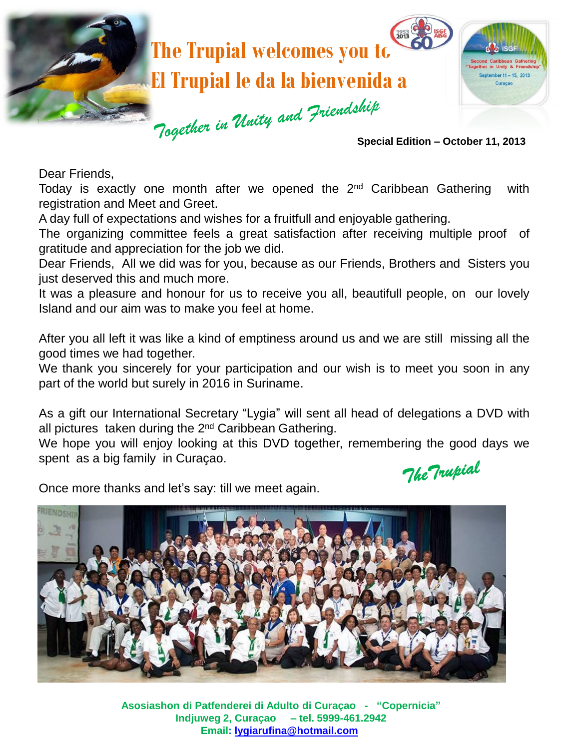# The Trupial welcomes you to
# El Trupial le da la bienvenida a

*Together in Unity and Friendship*

**Special Edition – October 11, 2013**

Dear Friends,

Today is exactly one month after we opened the 2nd Caribbean Gathering with registration and Meet and Greet.

A day full of expectations and wishes for a fruitfull and enjoyable gathering.

The organizing committee feels a great satisfaction after receiving multiple proof of gratitude and appreciation for the job we did.

Dear Friends, All we did was for you, because as our Friends, Brothers and Sisters you just deserved this and much more.

It was a pleasure and honour for us to receive you all, beautifull people, on our lovely Island and our aim was to make you feel at home.

After you all left it was like a kind of emptiness around us and we are still missing all the good times we had together.

We thank you sincerely for your participation and our wish is to meet you soon in any part of the world but surely in 2016 in Suriname.

As a gift our International Secretary "Lygia" will sent all head of delegations a DVD with all pictures taken during the 2nd Caribbean Gathering.

We hope you will enjoy looking at this DVD together, remembering the good days we spent as a big family in Curaçao.

*The Trupial*

Once more thanks and let's say: till we meet again.

**Asosiashon di Patfenderei di Adulto di Curaçao - "Copernicia"**
**Indjuweg 2, Curaçao – tel. 5999-461.2942**
**Email: lygiarufina@hotmail.com**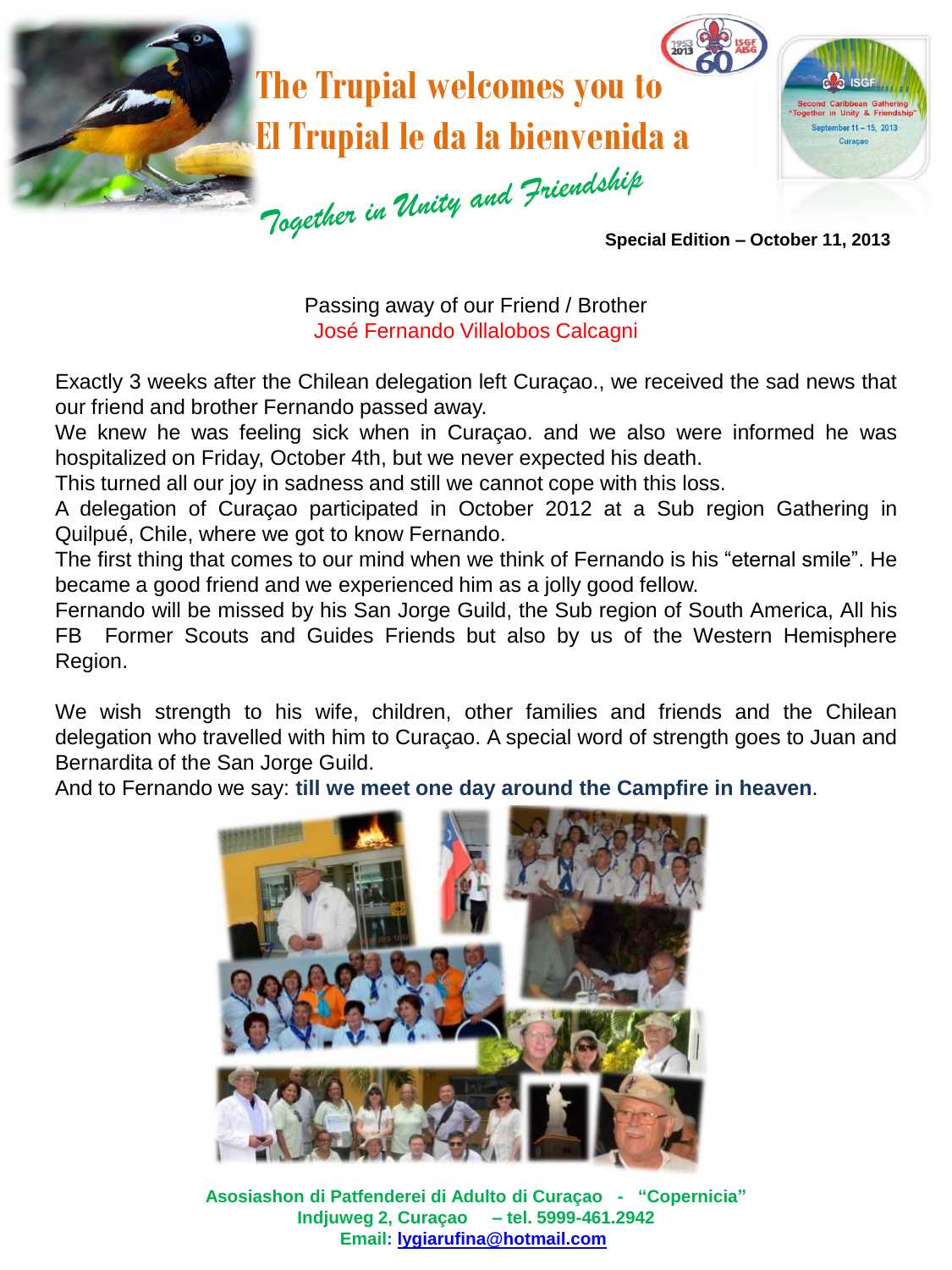# The Trupial welcomes you to
# El Trupial le da la bienvenida a

*Together in Unity and Friendship*

**Special Edition – October 11, 2013**

Passing away of our Friend / Brother
José Fernando Villalobos Calcagni

Exactly 3 weeks after the Chilean delegation left Curaçao., we received the sad news that our friend and brother Fernando passed away.
We knew he was feeling sick when in Curaçao. and we also were informed he was hospitalized on Friday, October 4th, but we never expected his death.
This turned all our joy in sadness and still we cannot cope with this loss.
A delegation of Curaçao participated in October 2012 at a Sub region Gathering in Quilpué, Chile, where we got to know Fernando.
The first thing that comes to our mind when we think of Fernando is his "eternal smile". He became a good friend and we experienced him as a jolly good fellow.
Fernando will be missed by his San Jorge Guild, the Sub region of South America, All his FB Former Scouts and Guides Friends but also by us of the Western Hemisphere Region.

We wish strength to his wife, children, other families and friends and the Chilean delegation who travelled with him to Curaçao. A special word of strength goes to Juan and Bernardita of the San Jorge Guild.
And to Fernando we say: **till we meet one day around the Campfire in heaven**.

**Asosiashon di Patfenderei di Adulto di Curaçao - "Copernicia"**
**Indjuweg 2, Curaçao – tel. 5999-461.2942**
**Email: lygiarufina@hotmail.com**